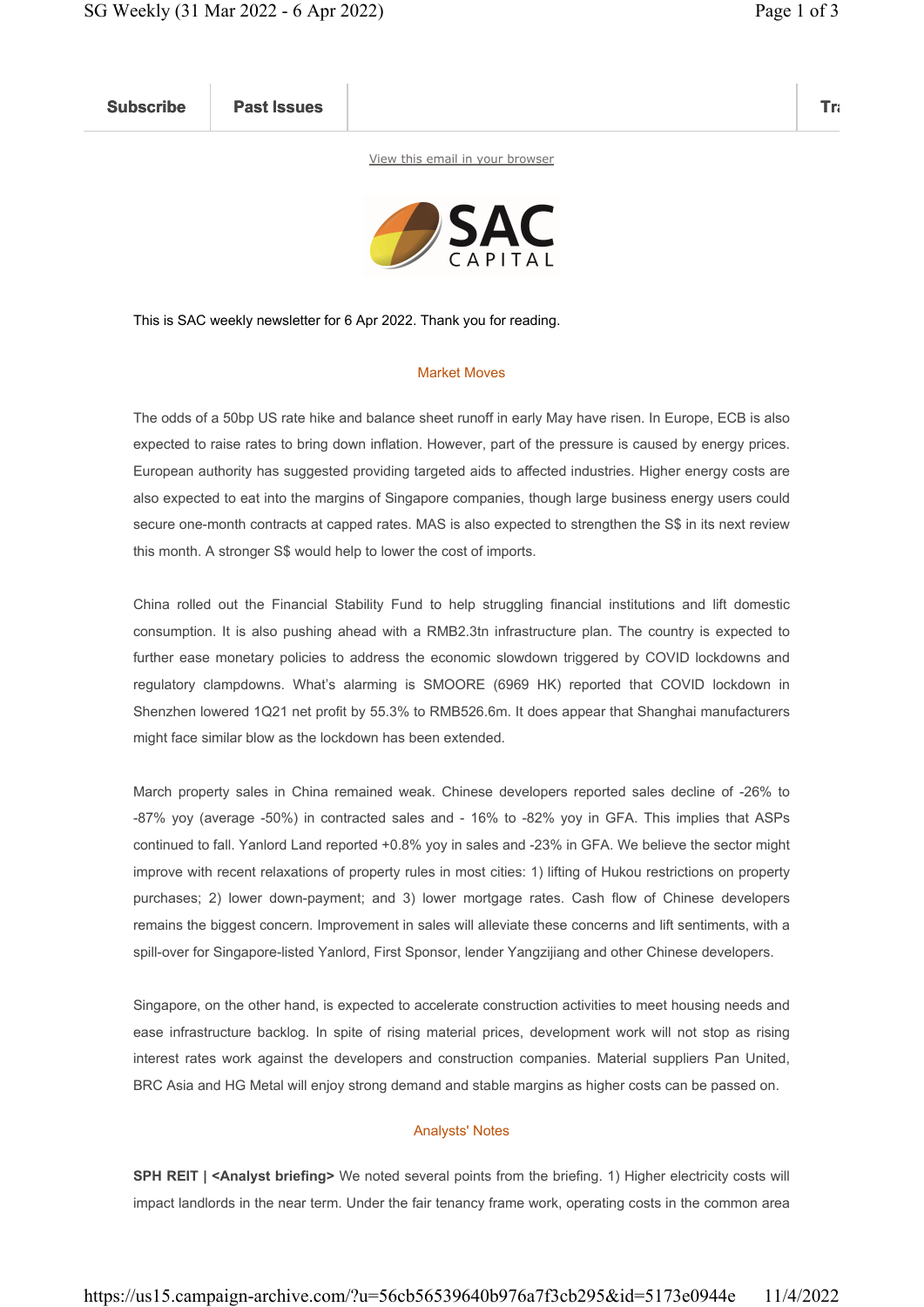Subscribe | Past Issues

View this email in your browser

SAC CAPITAL

This is SAC weekly newsletter for 6 Apr 2022. Thank you for reading.

## Market Moves

The odds of a 50bp US rate hike and balance sheet runoff in early May have risen. In Europe, ECB is also expected to raise rates to bring down inflation. However, part of the pressure is caused by energy prices. European authority has suggested providing targeted aids to affected industries. Higher energy costs are also expected to eat into the margins of Singapore companies, though large business energy users could secure one-month contracts at capped rates. MAS is also expected to strengthen the S$ in its next review this month. A stronger S$ would help to lower the cost of imports.

China rolled out the Financial Stability Fund to help struggling financial institutions and lift domestic consumption. It is also pushing ahead with a RMB2.3tn infrastructure plan. The country is expected to further ease monetary policies to address the economic slowdown triggered by COVID lockdowns and regulatory clampdowns. What's alarming is SMOORE (6969 HK) reported that COVID lockdown in Shenzhen lowered 1Q21 net profit by 55.3% to RMB526.6m. It does appear that Shanghai manufacturers might face similar blow as the lockdown has been extended.

March property sales in China remained weak. Chinese developers reported sales decline of -26% to -87% yoy (average -50%) in contracted sales and - 16% to -82% yoy in GFA. This implies that ASPs continued to fall. Yanlord Land reported +0.8% yoy in sales and -23% in GFA. We believe the sector might improve with recent relaxations of property rules in most cities: 1) lifting of Hukou restrictions on property purchases; 2) lower down-payment; and 3) lower mortgage rates. Cash flow of Chinese developers remains the biggest concern. Improvement in sales will alleviate these concerns and lift sentiments, with a spill-over for Singapore-listed Yanlord, First Sponsor, lender Yangzijiang and other Chinese developers.

Singapore, on the other hand, is expected to accelerate construction activities to meet housing needs and ease infrastructure backlog. In spite of rising material prices, development work will not stop as rising interest rates work against the developers and construction companies. Material suppliers Pan United, BRC Asia and HG Metal will enjoy strong demand and stable margins as higher costs can be passed on.

## Analysts' Notes

**SPH REIT | <Analyst briefing>** We noted several points from the briefing. 1) Higher electricity costs will impact landlords in the near term. Under the fair tenancy frame work, operating costs in the common area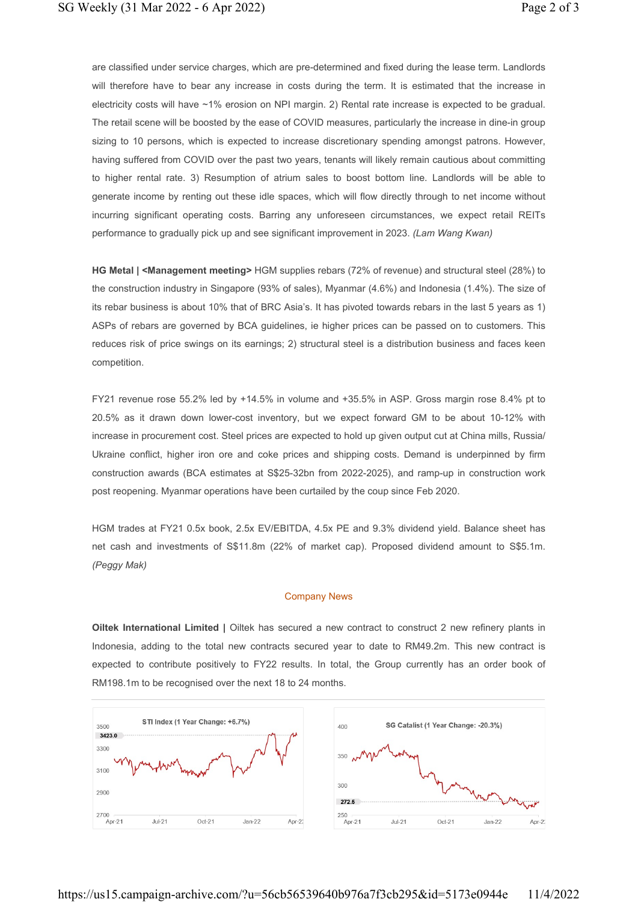are classified under service charges, which are pre-determined and fixed during the lease term. Landlords will therefore have to bear any increase in costs during the term. It is estimated that the increase in electricity costs will have ~1% erosion on NPI margin. 2) Rental rate increase is expected to be gradual. The retail scene will be boosted by the ease of COVID measures, particularly the increase in dine-in group sizing to 10 persons, which is expected to increase discretionary spending amongst patrons. However, having suffered from COVID over the past two years, tenants will likely remain cautious about committing to higher rental rate. 3) Resumption of atrium sales to boost bottom line. Landlords will be able to generate income by renting out these idle spaces, which will flow directly through to net income without incurring significant operating costs. Barring any unforeseen circumstances, we expect retail REITs performance to gradually pick up and see significant improvement in 2023. *(Lam Wang Kwan)*

**HG Metal | <Management meeting>** HGM supplies rebars (72% of revenue) and structural steel (28%) to the construction industry in Singapore (93% of sales), Myanmar (4.6%) and Indonesia (1.4%). The size of its rebar business is about 10% that of BRC Asia's. It has pivoted towards rebars in the last 5 years as 1) ASPs of rebars are governed by BCA guidelines, ie higher prices can be passed on to customers. This reduces risk of price swings on its earnings; 2) structural steel is a distribution business and faces keen competition.

FY21 revenue rose 55.2% led by +14.5% in volume and +35.5% in ASP. Gross margin rose 8.4% pt to 20.5% as it drawn down lower-cost inventory, but we expect forward GM to be about 10-12% with increase in procurement cost. Steel prices are expected to hold up given output cut at China mills, Russia/Ukraine conflict, higher iron ore and coke prices and shipping costs. Demand is underpinned by firm construction awards (BCA estimates at S$25-32bn from 2022-2025), and ramp-up in construction work post reopening. Myanmar operations have been curtailed by the coup since Feb 2020.

HGM trades at FY21 0.5x book, 2.5x EV/EBITDA, 4.5x PE and 9.3% dividend yield. Balance sheet has net cash and investments of S$11.8m (22% of market cap). Proposed dividend amount to S$5.1m. *(Peggy Mak)*

## Company News

**Oiltek International Limited |** Oiltek has secured a new contract to construct 2 new refinery plants in Indonesia, adding to the total new contracts secured year to date to RM49.2m. This new contract is expected to contribute positively to FY22 results. In total, the Group currently has an order book of RM198.1m to be recognised over the next 18 to 24 months.

**STI Index (1 Year Change: +6.7%)** — 3423.0

**SG Catalist (1 Year Change: -20.3%)** — 272.5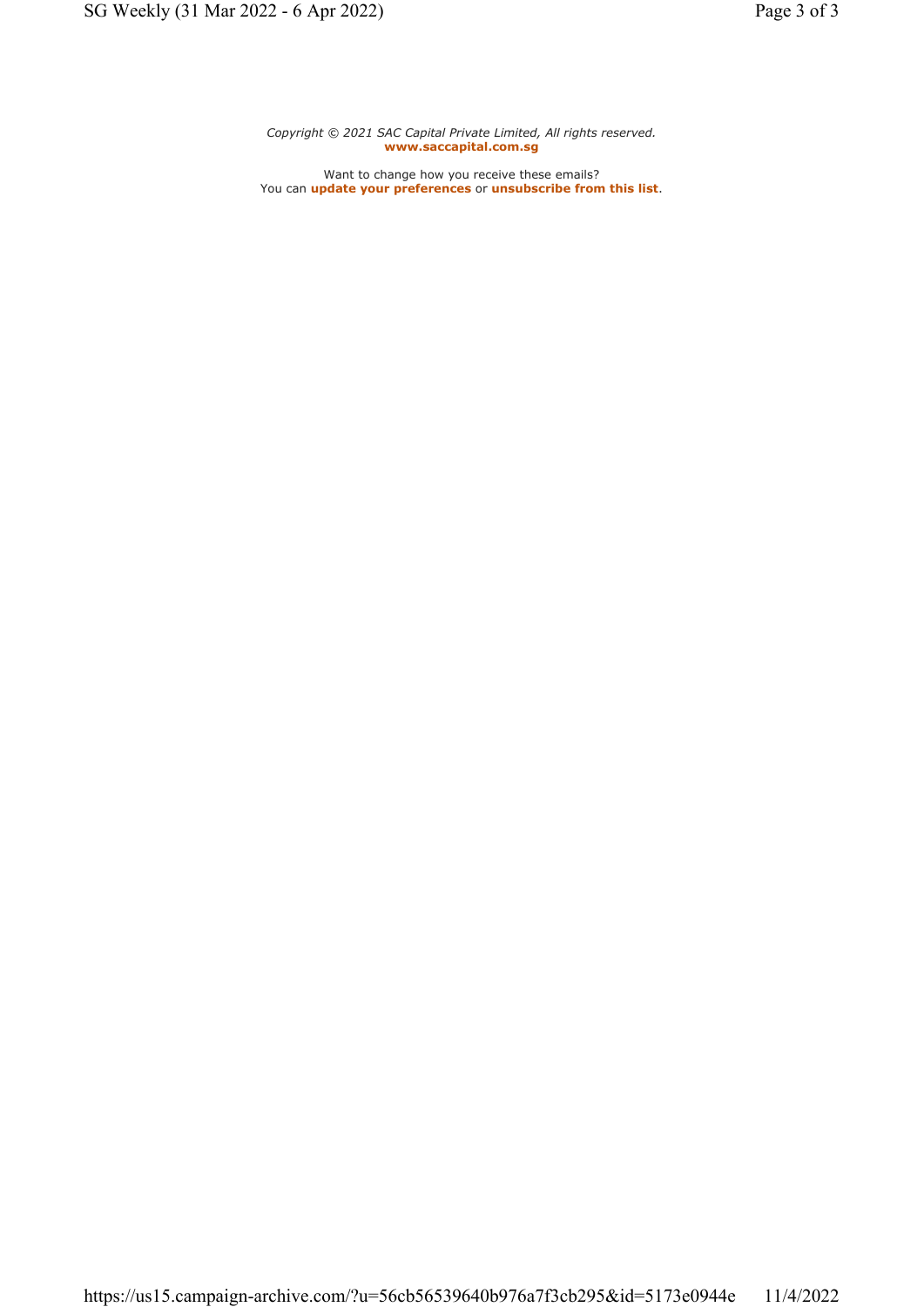*Copyright © 2021 SAC Capital Private Limited, All rights reserved.*
**www.saccapital.com.sg**

Want to change how you receive these emails?
You can **update your preferences** or **unsubscribe from this list**.